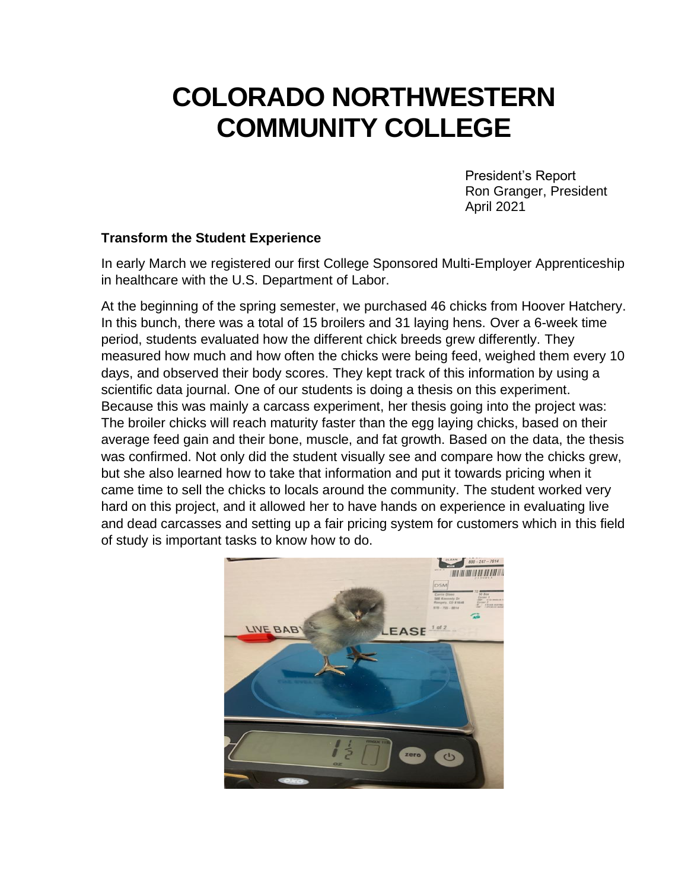# COLORADO NORTHWESTERN COMMUNITY COLLEGE

President's Report
Ron Granger, President
April 2021

**Transform the Student Experience**

In early March we registered our first College Sponsored Multi-Employer Apprenticeship in healthcare with the U.S. Department of Labor.

At the beginning of the spring semester, we purchased 46 chicks from Hoover Hatchery. In this bunch, there was a total of 15 broilers and 31 laying hens. Over a 6-week time period, students evaluated how the different chick breeds grew differently. They measured how much and how often the chicks were being feed, weighed them every 10 days, and observed their body scores. They kept track of this information by using a scientific data journal. One of our students is doing a thesis on this experiment. Because this was mainly a carcass experiment, her thesis going into the project was: The broiler chicks will reach maturity faster than the egg laying chicks, based on their average feed gain and their bone, muscle, and fat growth. Based on the data, the thesis was confirmed. Not only did the student visually see and compare how the chicks grew, but she also learned how to take that information and put it towards pricing when it came time to sell the chicks to locals around the community. The student worked very hard on this project, and it allowed her to have hands on experience in evaluating live and dead carcasses and setting up a fair pricing system for customers which in this field of study is important tasks to know how to do.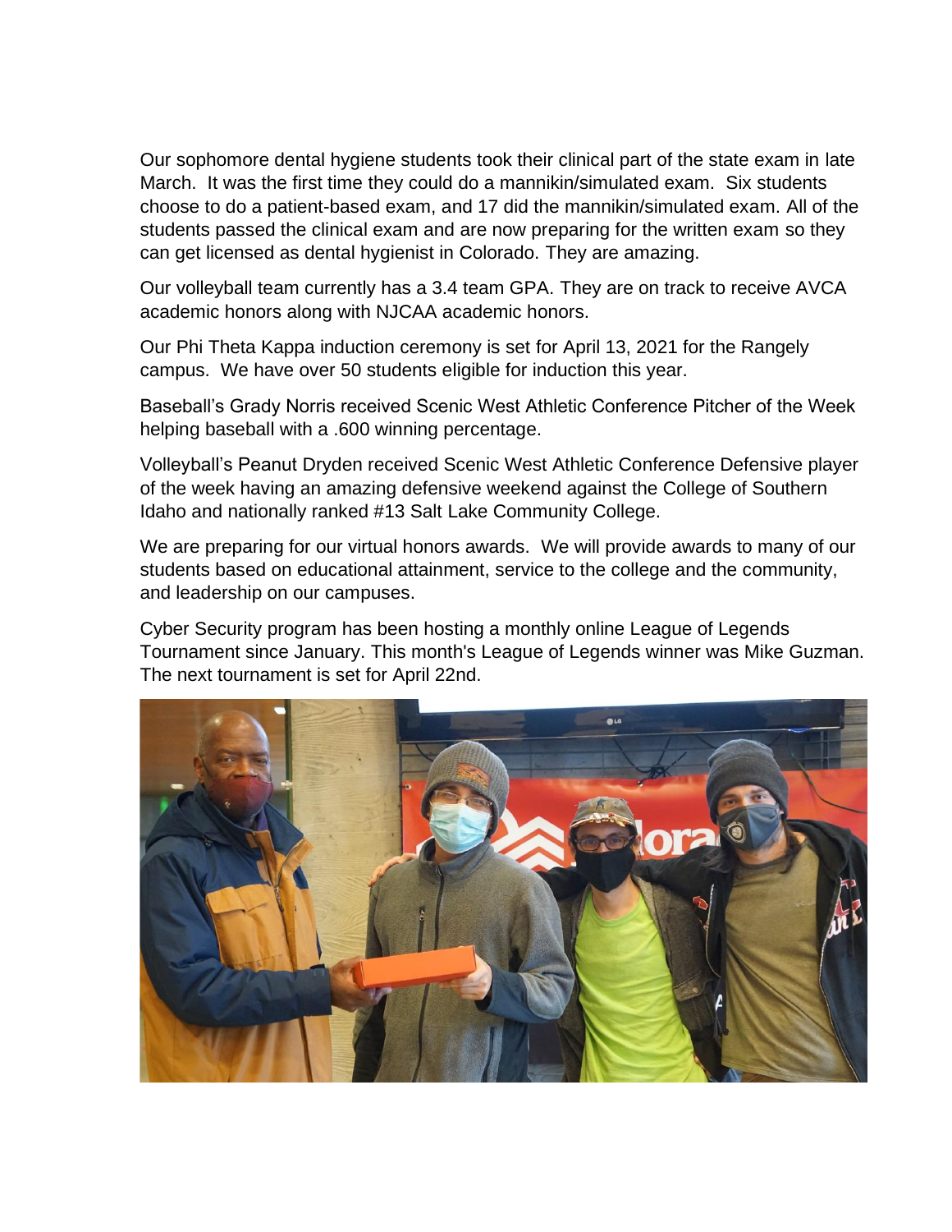Our sophomore dental hygiene students took their clinical part of the state exam in late March. It was the first time they could do a mannikin/simulated exam. Six students choose to do a patient-based exam, and 17 did the mannikin/simulated exam. All of the students passed the clinical exam and are now preparing for the written exam so they can get licensed as dental hygienist in Colorado. They are amazing.

Our volleyball team currently has a 3.4 team GPA. They are on track to receive AVCA academic honors along with NJCAA academic honors.

Our Phi Theta Kappa induction ceremony is set for April 13, 2021 for the Rangely campus. We have over 50 students eligible for induction this year.

Baseball's Grady Norris received Scenic West Athletic Conference Pitcher of the Week helping baseball with a .600 winning percentage.

Volleyball's Peanut Dryden received Scenic West Athletic Conference Defensive player of the week having an amazing defensive weekend against the College of Southern Idaho and nationally ranked #13 Salt Lake Community College.

We are preparing for our virtual honors awards. We will provide awards to many of our students based on educational attainment, service to the college and the community, and leadership on our campuses.

Cyber Security program has been hosting a monthly online League of Legends Tournament since January. This month's League of Legends winner was Mike Guzman. The next tournament is set for April 22nd.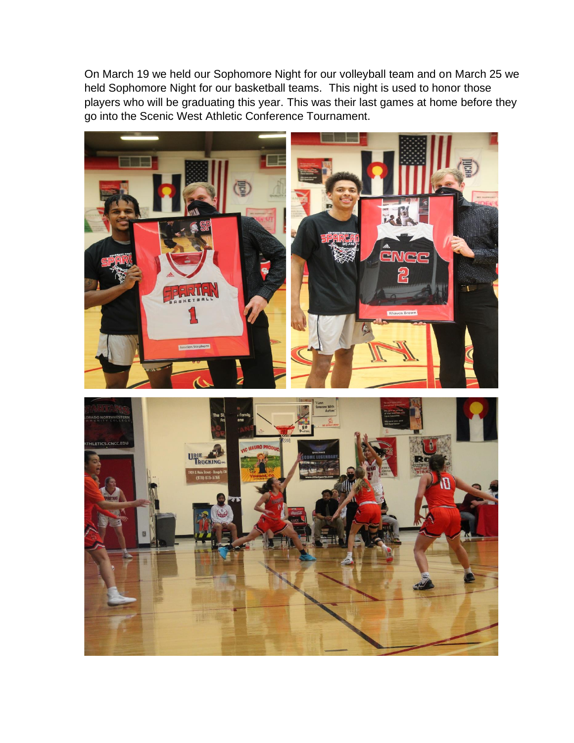On March 19 we held our Sophomore Night for our volleyball team and on March 25 we held Sophomore Night for our basketball teams. This night is used to honor those players who will be graduating this year. This was their last games at home before they go into the Scenic West Athletic Conference Tournament.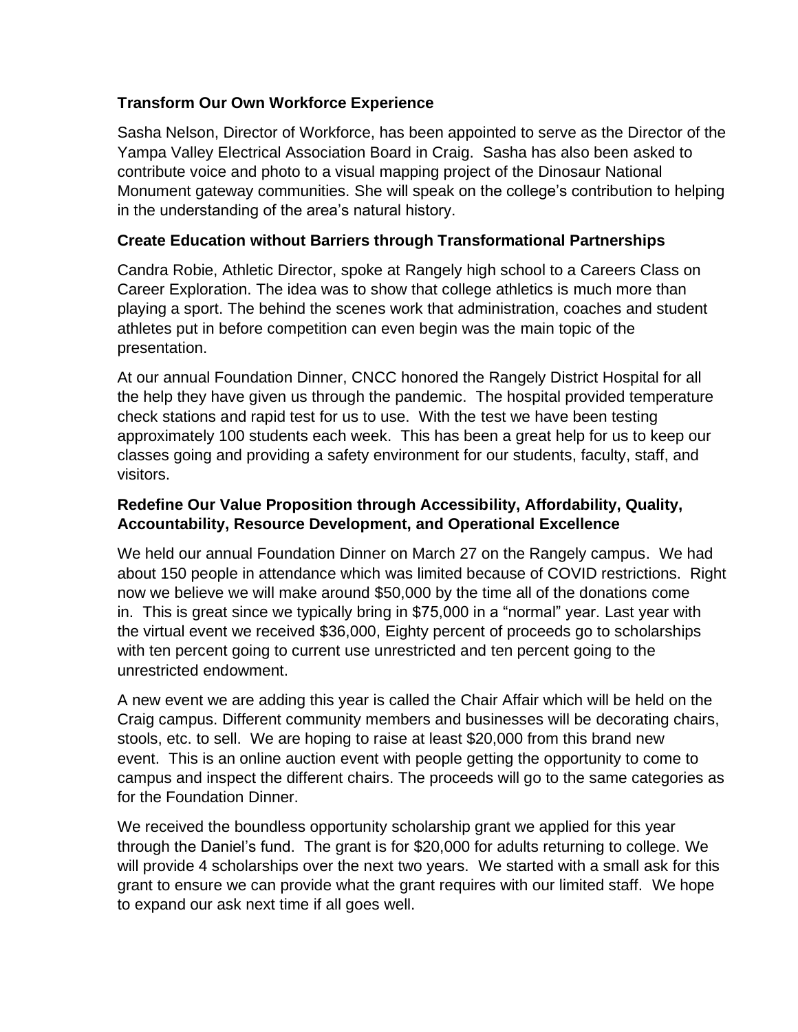### Transform Our Own Workforce Experience

Sasha Nelson, Director of Workforce, has been appointed to serve as the Director of the Yampa Valley Electrical Association Board in Craig. Sasha has also been asked to contribute voice and photo to a visual mapping project of the Dinosaur National Monument gateway communities. She will speak on the college's contribution to helping in the understanding of the area's natural history.

### Create Education without Barriers through Transformational Partnerships

Candra Robie, Athletic Director, spoke at Rangely high school to a Careers Class on Career Exploration. The idea was to show that college athletics is much more than playing a sport. The behind the scenes work that administration, coaches and student athletes put in before competition can even begin was the main topic of the presentation.

At our annual Foundation Dinner, CNCC honored the Rangely District Hospital for all the help they have given us through the pandemic. The hospital provided temperature check stations and rapid test for us to use. With the test we have been testing approximately 100 students each week. This has been a great help for us to keep our classes going and providing a safety environment for our students, faculty, staff, and visitors.

### Redefine Our Value Proposition through Accessibility, Affordability, Quality, Accountability, Resource Development, and Operational Excellence

We held our annual Foundation Dinner on March 27 on the Rangely campus. We had about 150 people in attendance which was limited because of COVID restrictions. Right now we believe we will make around $50,000 by the time all of the donations come in. This is great since we typically bring in $75,000 in a "normal" year. Last year with the virtual event we received $36,000, Eighty percent of proceeds go to scholarships with ten percent going to current use unrestricted and ten percent going to the unrestricted endowment.

A new event we are adding this year is called the Chair Affair which will be held on the Craig campus. Different community members and businesses will be decorating chairs, stools, etc. to sell. We are hoping to raise at least $20,000 from this brand new event. This is an online auction event with people getting the opportunity to come to campus and inspect the different chairs. The proceeds will go to the same categories as for the Foundation Dinner.

We received the boundless opportunity scholarship grant we applied for this year through the Daniel's fund. The grant is for $20,000 for adults returning to college. We will provide 4 scholarships over the next two years. We started with a small ask for this grant to ensure we can provide what the grant requires with our limited staff. We hope to expand our ask next time if all goes well.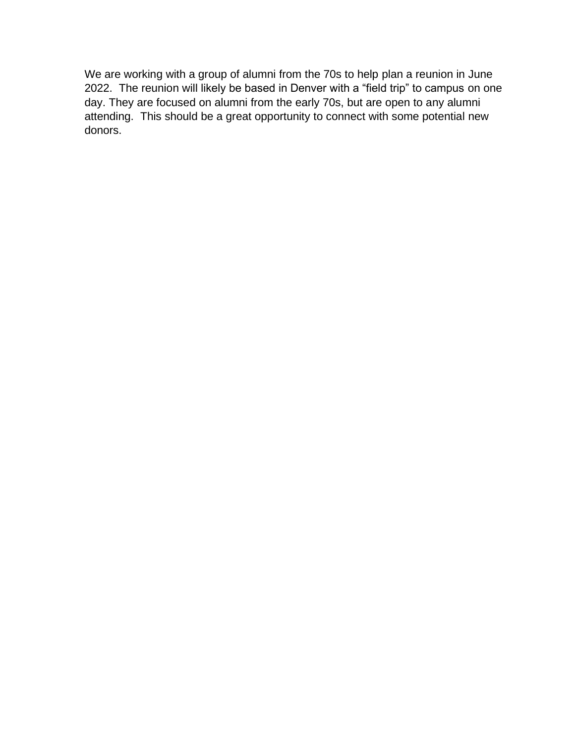We are working with a group of alumni from the 70s to help plan a reunion in June 2022. The reunion will likely be based in Denver with a "field trip" to campus on one day. They are focused on alumni from the early 70s, but are open to any alumni attending. This should be a great opportunity to connect with some potential new donors.